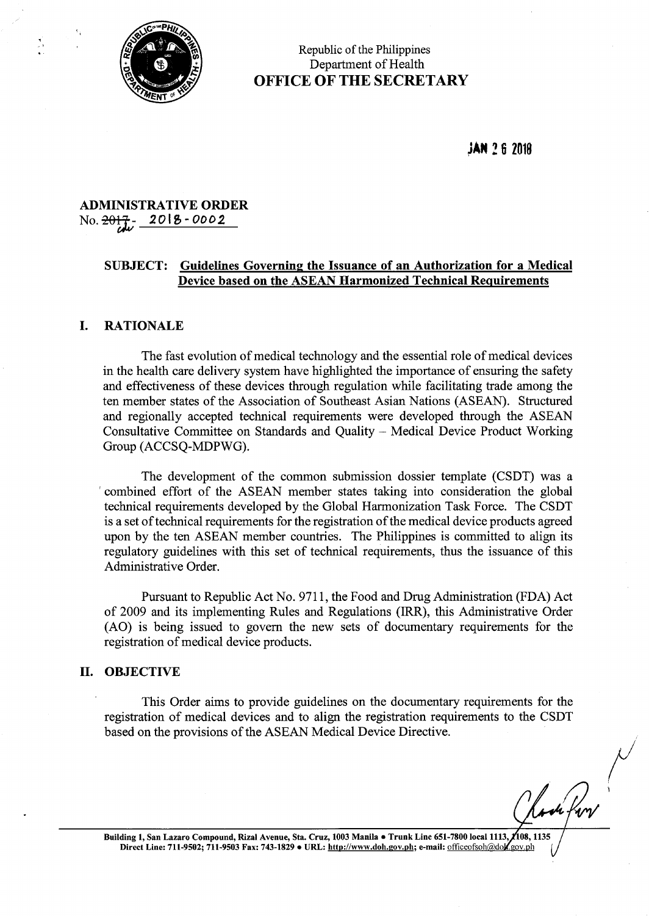Republic of the Philippines
Department of Health
**OFFICE OF THE SECRETARY**

**JAN 26 2018**

**ADMINISTRATIVE ORDER**
No. ~~2017~~- 2018-0002

**SUBJECT: Guidelines Governing the Issuance of an Authorization for a Medical Device based on the ASEAN Harmonized Technical Requirements**

## I. RATIONALE

The fast evolution of medical technology and the essential role of medical devices in the health care delivery system have highlighted the importance of ensuring the safety and effectiveness of these devices through regulation while facilitating trade among the ten member states of the Association of Southeast Asian Nations (ASEAN). Structured and regionally accepted technical requirements were developed through the ASEAN Consultative Committee on Standards and Quality – Medical Device Product Working Group (ACCSQ-MDPWG).

The development of the common submission dossier template (CSDT) was a combined effort of the ASEAN member states taking into consideration the global technical requirements developed by the Global Harmonization Task Force. The CSDT is a set of technical requirements for the registration of the medical device products agreed upon by the ten ASEAN member countries. The Philippines is committed to align its regulatory guidelines with this set of technical requirements, thus the issuance of this Administrative Order.

Pursuant to Republic Act No. 9711, the Food and Drug Administration (FDA) Act of 2009 and its implementing Rules and Regulations (IRR), this Administrative Order (AO) is being issued to govern the new sets of documentary requirements for the registration of medical device products.

## II. OBJECTIVE

This Order aims to provide guidelines on the documentary requirements for the registration of medical devices and to align the registration requirements to the CSDT based on the provisions of the ASEAN Medical Device Directive.

Building 1, San Lazaro Compound, Rizal Avenue, Sta. Cruz, 1003 Manila • Trunk Line 651-7800 local 1113, 1108, 1135
Direct Line: 711-9502; 711-9503 Fax: 743-1829 • URL: http://www.doh.gov.ph; e-mail: officeofsoh@doh.gov.ph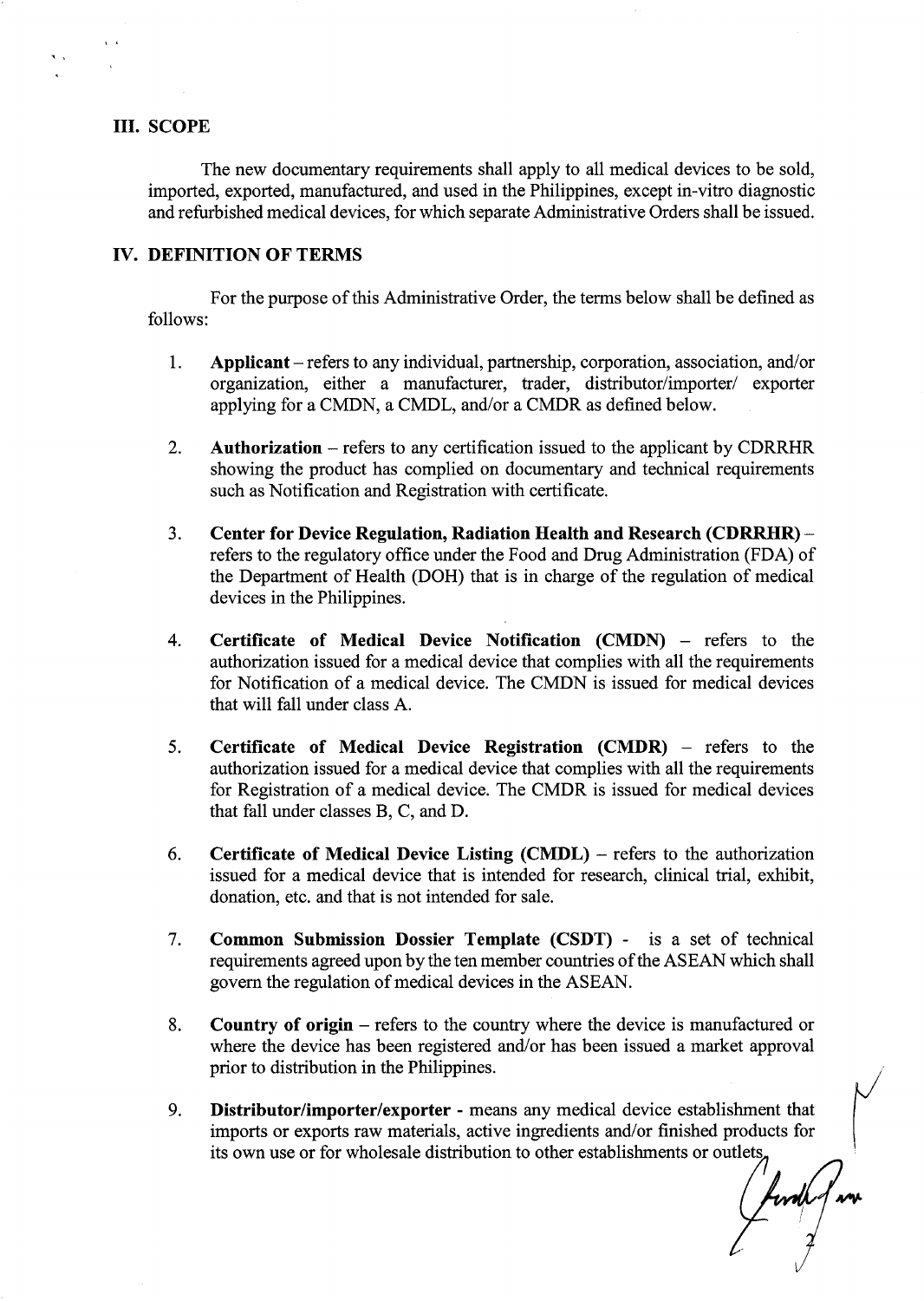## III. SCOPE

The new documentary requirements shall apply to all medical devices to be sold, imported, exported, manufactured, and used in the Philippines, except in-vitro diagnostic and refurbished medical devices, for which separate Administrative Orders shall be issued.

## IV. DEFINITION OF TERMS

For the purpose of this Administrative Order, the terms below shall be defined as follows:

1. **Applicant** – refers to any individual, partnership, corporation, association, and/or organization, either a manufacturer, trader, distributor/importer/ exporter applying for a CMDN, a CMDL, and/or a CMDR as defined below.

2. **Authorization** – refers to any certification issued to the applicant by CDRRHR showing the product has complied on documentary and technical requirements such as Notification and Registration with certificate.

3. **Center for Device Regulation, Radiation Health and Research (CDRRHR)** – refers to the regulatory office under the Food and Drug Administration (FDA) of the Department of Health (DOH) that is in charge of the regulation of medical devices in the Philippines.

4. **Certificate of Medical Device Notification (CMDN)** – refers to the authorization issued for a medical device that complies with all the requirements for Notification of a medical device. The CMDN is issued for medical devices that will fall under class A.

5. **Certificate of Medical Device Registration (CMDR)** – refers to the authorization issued for a medical device that complies with all the requirements for Registration of a medical device. The CMDR is issued for medical devices that fall under classes B, C, and D.

6. **Certificate of Medical Device Listing (CMDL)** – refers to the authorization issued for a medical device that is intended for research, clinical trial, exhibit, donation, etc. and that is not intended for sale.

7. **Common Submission Dossier Template (CSDT)** - is a set of technical requirements agreed upon by the ten member countries of the ASEAN which shall govern the regulation of medical devices in the ASEAN.

8. **Country of origin** – refers to the country where the device is manufactured or where the device has been registered and/or has been issued a market approval prior to distribution in the Philippines.

9. **Distributor/importer/exporter** - means any medical device establishment that imports or exports raw materials, active ingredients and/or finished products for its own use or for wholesale distribution to other establishments or outlets.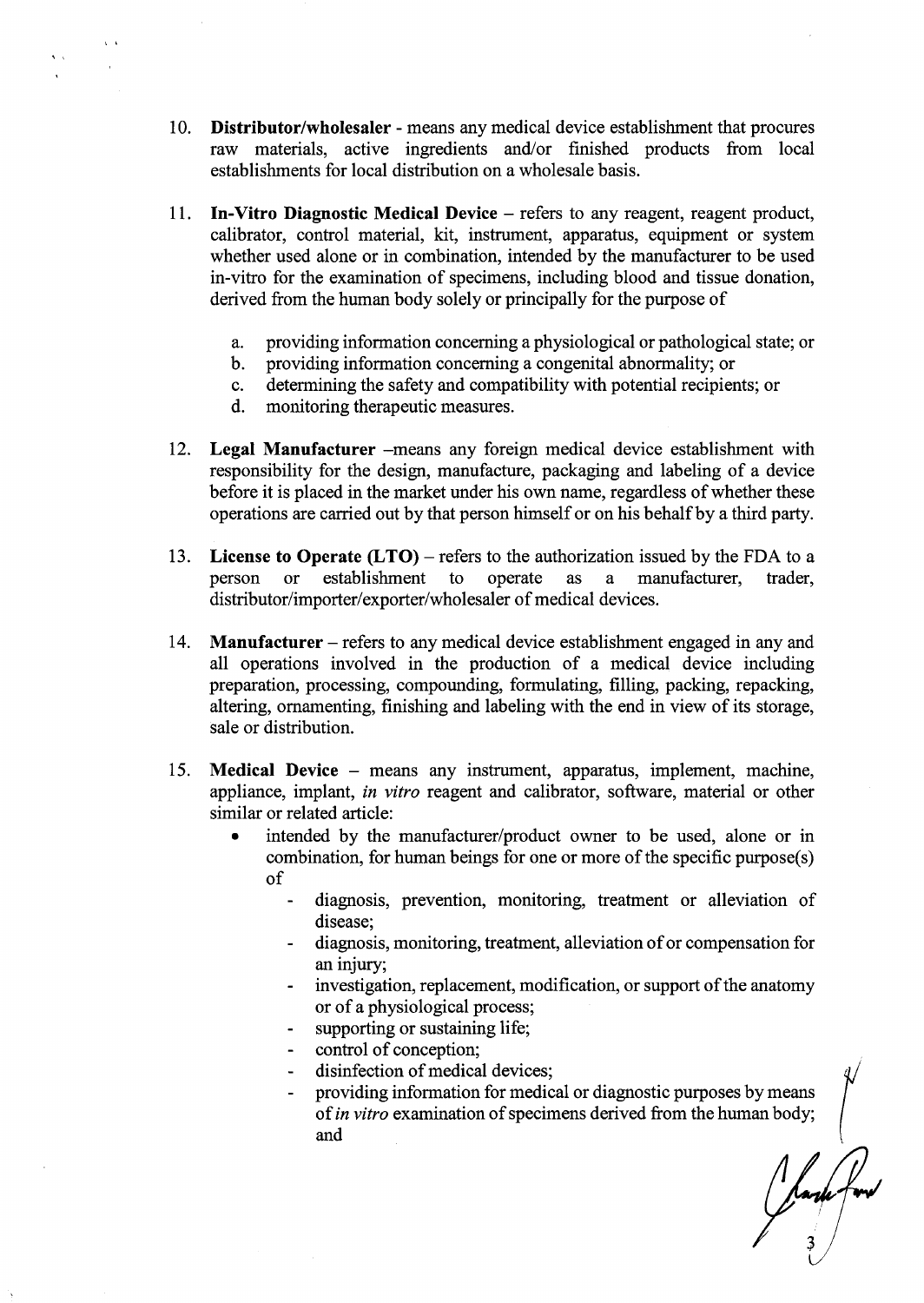10. **Distributor/wholesaler** - means any medical device establishment that procures raw materials, active ingredients and/or finished products from local establishments for local distribution on a wholesale basis.

11. **In-Vitro Diagnostic Medical Device** – refers to any reagent, reagent product, calibrator, control material, kit, instrument, apparatus, equipment or system whether used alone or in combination, intended by the manufacturer to be used in-vitro for the examination of specimens, including blood and tissue donation, derived from the human body solely or principally for the purpose of

    a. providing information concerning a physiological or pathological state; or
    b. providing information concerning a congenital abnormality; or
    c. determining the safety and compatibility with potential recipients; or
    d. monitoring therapeutic measures.

12. **Legal Manufacturer** –means any foreign medical device establishment with responsibility for the design, manufacture, packaging and labeling of a device before it is placed in the market under his own name, regardless of whether these operations are carried out by that person himself or on his behalf by a third party.

13. **License to Operate (LTO)** – refers to the authorization issued by the FDA to a person or establishment to operate as a manufacturer, trader, distributor/importer/exporter/wholesaler of medical devices.

14. **Manufacturer** – refers to any medical device establishment engaged in any and all operations involved in the production of a medical device including preparation, processing, compounding, formulating, filling, packing, repacking, altering, ornamenting, finishing and labeling with the end in view of its storage, sale or distribution.

15. **Medical Device** – means any instrument, apparatus, implement, machine, appliance, implant, *in vitro* reagent and calibrator, software, material or other similar or related article:
    - intended by the manufacturer/product owner to be used, alone or in combination, for human beings for one or more of the specific purpose(s) of
        - diagnosis, prevention, monitoring, treatment or alleviation of disease;
        - diagnosis, monitoring, treatment, alleviation of or compensation for an injury;
        - investigation, replacement, modification, or support of the anatomy or of a physiological process;
        - supporting or sustaining life;
        - control of conception;
        - disinfection of medical devices;
        - providing information for medical or diagnostic purposes by means of *in vitro* examination of specimens derived from the human body; and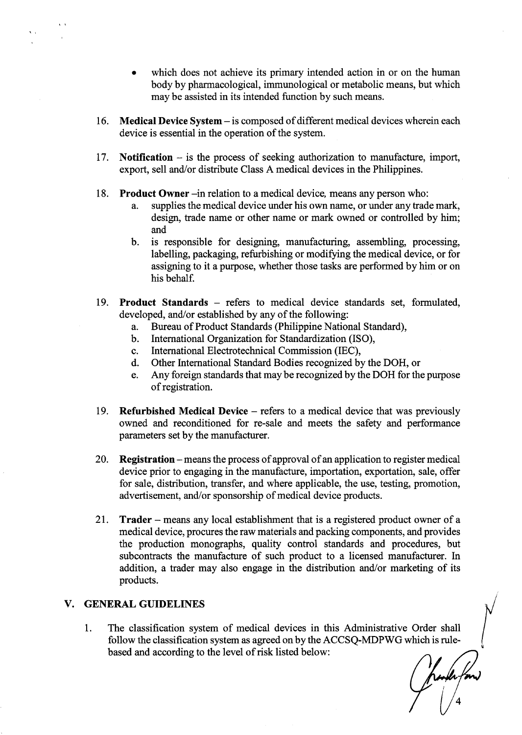- which does not achieve its primary intended action in or on the human body by pharmacological, immunological or metabolic means, but which may be assisted in its intended function by such means.

16. **Medical Device System** – is composed of different medical devices wherein each device is essential in the operation of the system.

17. **Notification** – is the process of seeking authorization to manufacture, import, export, sell and/or distribute Class A medical devices in the Philippines.

18. **Product Owner** –in relation to a medical device, means any person who:
    a. supplies the medical device under his own name, or under any trade mark, design, trade name or other name or mark owned or controlled by him; and
    b. is responsible for designing, manufacturing, assembling, processing, labelling, packaging, refurbishing or modifying the medical device, or for assigning to it a purpose, whether those tasks are performed by him or on his behalf.

19. **Product Standards** – refers to medical device standards set, formulated, developed, and/or established by any of the following:
    a. Bureau of Product Standards (Philippine National Standard),
    b. International Organization for Standardization (ISO),
    c. International Electrotechnical Commission (IEC),
    d. Other International Standard Bodies recognized by the DOH, or
    e. Any foreign standards that may be recognized by the DOH for the purpose of registration.

19. **Refurbished Medical Device** – refers to a medical device that was previously owned and reconditioned for re-sale and meets the safety and performance parameters set by the manufacturer.

20. **Registration** – means the process of approval of an application to register medical device prior to engaging in the manufacture, importation, exportation, sale, offer for sale, distribution, transfer, and where applicable, the use, testing, promotion, advertisement, and/or sponsorship of medical device products.

21. **Trader** – means any local establishment that is a registered product owner of a medical device, procures the raw materials and packing components, and provides the production monographs, quality control standards and procedures, but subcontracts the manufacture of such product to a licensed manufacturer. In addition, a trader may also engage in the distribution and/or marketing of its products.

## V. GENERAL GUIDELINES

1. The classification system of medical devices in this Administrative Order shall follow the classification system as agreed on by the ACCSQ-MDPWG which is rule-based and according to the level of risk listed below: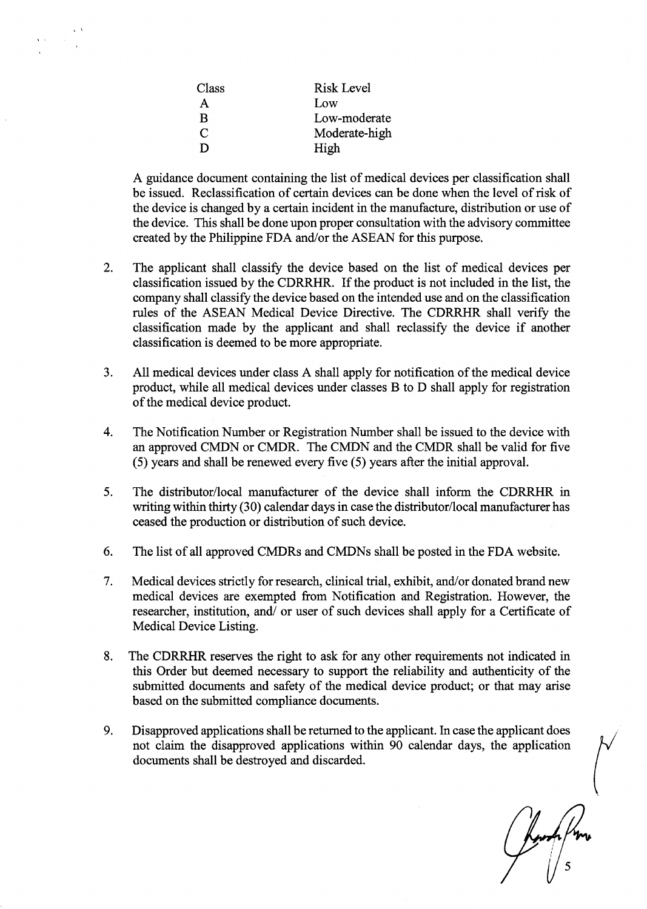| Class | Risk Level |
|---|---|
| A | Low |
| B | Low-moderate |
| C | Moderate-high |
| D | High |

A guidance document containing the list of medical devices per classification shall be issued. Reclassification of certain devices can be done when the level of risk of the device is changed by a certain incident in the manufacture, distribution or use of the device. This shall be done upon proper consultation with the advisory committee created by the Philippine FDA and/or the ASEAN for this purpose.

2. The applicant shall classify the device based on the list of medical devices per classification issued by the CDRRHR. If the product is not included in the list, the company shall classify the device based on the intended use and on the classification rules of the ASEAN Medical Device Directive. The CDRRHR shall verify the classification made by the applicant and shall reclassify the device if another classification is deemed to be more appropriate.

3. All medical devices under class A shall apply for notification of the medical device product, while all medical devices under classes B to D shall apply for registration of the medical device product.

4. The Notification Number or Registration Number shall be issued to the device with an approved CMDN or CMDR. The CMDN and the CMDR shall be valid for five (5) years and shall be renewed every five (5) years after the initial approval.

5. The distributor/local manufacturer of the device shall inform the CDRRHR in writing within thirty (30) calendar days in case the distributor/local manufacturer has ceased the production or distribution of such device.

6. The list of all approved CMDRs and CMDNs shall be posted in the FDA website.

7. Medical devices strictly for research, clinical trial, exhibit, and/or donated brand new medical devices are exempted from Notification and Registration. However, the researcher, institution, and/ or user of such devices shall apply for a Certificate of Medical Device Listing.

8. The CDRRHR reserves the right to ask for any other requirements not indicated in this Order but deemed necessary to support the reliability and authenticity of the submitted documents and safety of the medical device product; or that may arise based on the submitted compliance documents.

9. Disapproved applications shall be returned to the applicant. In case the applicant does not claim the disapproved applications within 90 calendar days, the application documents shall be destroyed and discarded.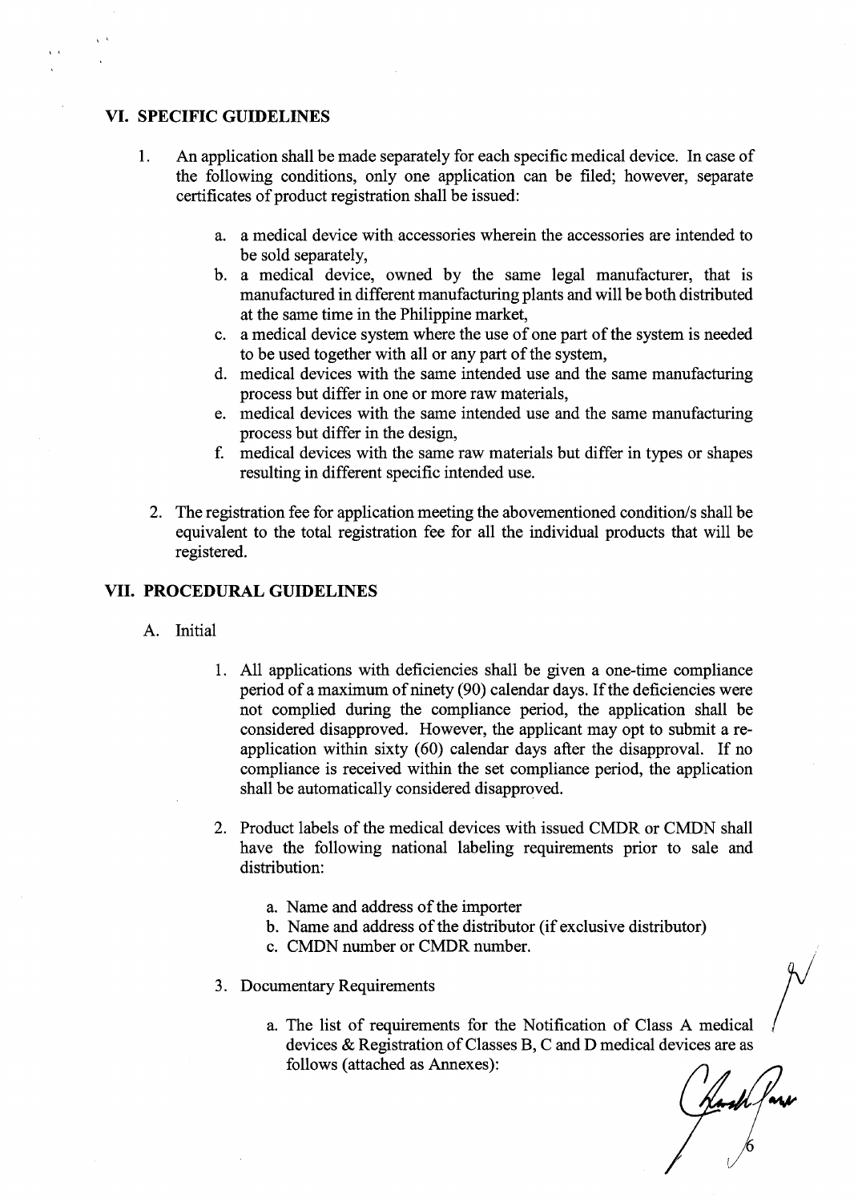## VI. SPECIFIC GUIDELINES

1. An application shall be made separately for each specific medical device. In case of the following conditions, only one application can be filed; however, separate certificates of product registration shall be issued:

    a. a medical device with accessories wherein the accessories are intended to be sold separately,
    b. a medical device, owned by the same legal manufacturer, that is manufactured in different manufacturing plants and will be both distributed at the same time in the Philippine market,
    c. a medical device system where the use of one part of the system is needed to be used together with all or any part of the system,
    d. medical devices with the same intended use and the same manufacturing process but differ in one or more raw materials,
    e. medical devices with the same intended use and the same manufacturing process but differ in the design,
    f. medical devices with the same raw materials but differ in types or shapes resulting in different specific intended use.

2. The registration fee for application meeting the abovementioned condition/s shall be equivalent to the total registration fee for all the individual products that will be registered.

## VII. PROCEDURAL GUIDELINES

A. Initial

1. All applications with deficiencies shall be given a one-time compliance period of a maximum of ninety (90) calendar days. If the deficiencies were not complied during the compliance period, the application shall be considered disapproved. However, the applicant may opt to submit a re-application within sixty (60) calendar days after the disapproval. If no compliance is received within the set compliance period, the application shall be automatically considered disapproved.

2. Product labels of the medical devices with issued CMDR or CMDN shall have the following national labeling requirements prior to sale and distribution:

    a. Name and address of the importer
    b. Name and address of the distributor (if exclusive distributor)
    c. CMDN number or CMDR number.

3. Documentary Requirements

    a. The list of requirements for the Notification of Class A medical devices & Registration of Classes B, C and D medical devices are as follows (attached as Annexes):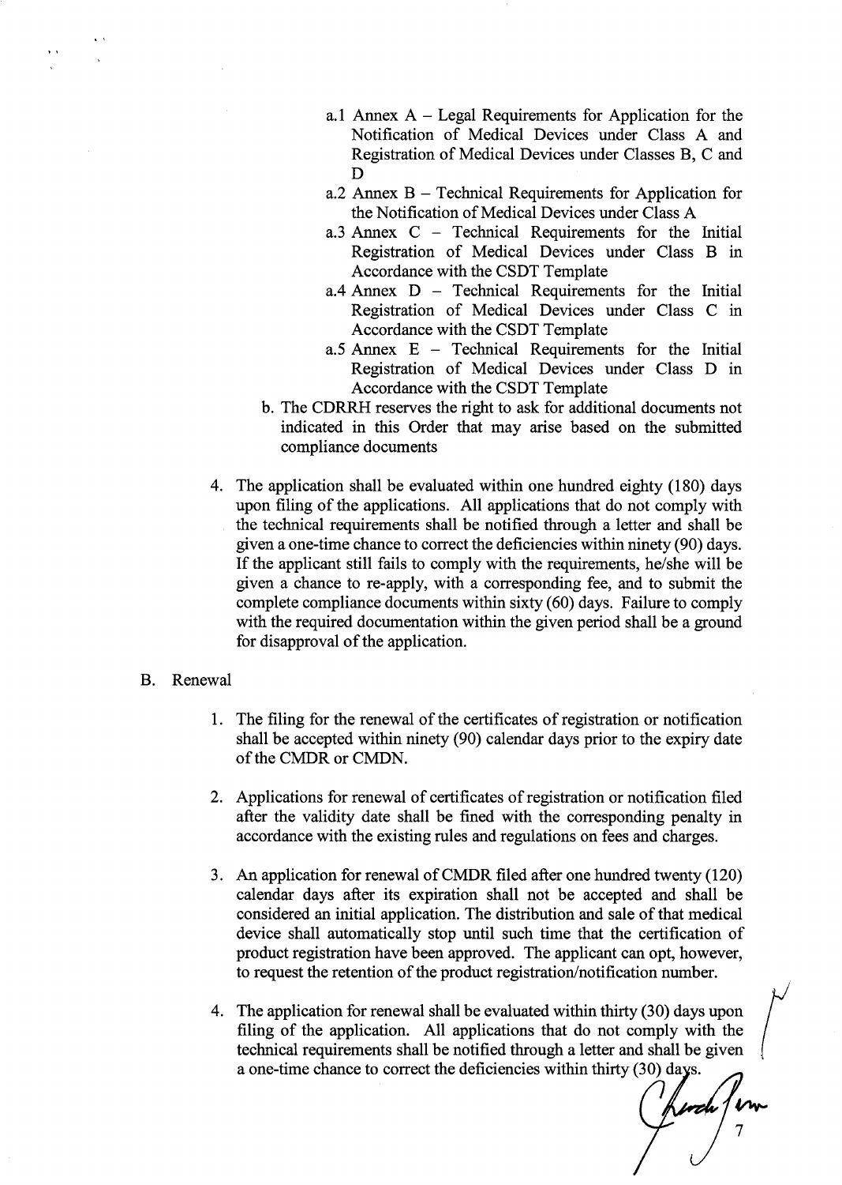- a.1 Annex A – Legal Requirements for Application for the Notification of Medical Devices under Class A and Registration of Medical Devices under Classes B, C and D
   - a.2 Annex B – Technical Requirements for Application for the Notification of Medical Devices under Class A
   - a.3 Annex C – Technical Requirements for the Initial Registration of Medical Devices under Class B in Accordance with the CSDT Template
   - a.4 Annex D – Technical Requirements for the Initial Registration of Medical Devices under Class C in Accordance with the CSDT Template
   - a.5 Annex E – Technical Requirements for the Initial Registration of Medical Devices under Class D in Accordance with the CSDT Template

   b. The CDRRH reserves the right to ask for additional documents not indicated in this Order that may arise based on the submitted compliance documents

4. The application shall be evaluated within one hundred eighty (180) days upon filing of the applications. All applications that do not comply with the technical requirements shall be notified through a letter and shall be given a one-time chance to correct the deficiencies within ninety (90) days. If the applicant still fails to comply with the requirements, he/she will be given a chance to re-apply, with a corresponding fee, and to submit the complete compliance documents within sixty (60) days. Failure to comply with the required documentation within the given period shall be a ground for disapproval of the application.

B. Renewal

1. The filing for the renewal of the certificates of registration or notification shall be accepted within ninety (90) calendar days prior to the expiry date of the CMDR or CMDN.

2. Applications for renewal of certificates of registration or notification filed after the validity date shall be fined with the corresponding penalty in accordance with the existing rules and regulations on fees and charges.

3. An application for renewal of CMDR filed after one hundred twenty (120) calendar days after its expiration shall not be accepted and shall be considered an initial application. The distribution and sale of that medical device shall automatically stop until such time that the certification of product registration have been approved. The applicant can opt, however, to request the retention of the product registration/notification number.

4. The application for renewal shall be evaluated within thirty (30) days upon filing of the application. All applications that do not comply with the technical requirements shall be notified through a letter and shall be given a one-time chance to correct the deficiencies within thirty (30) days.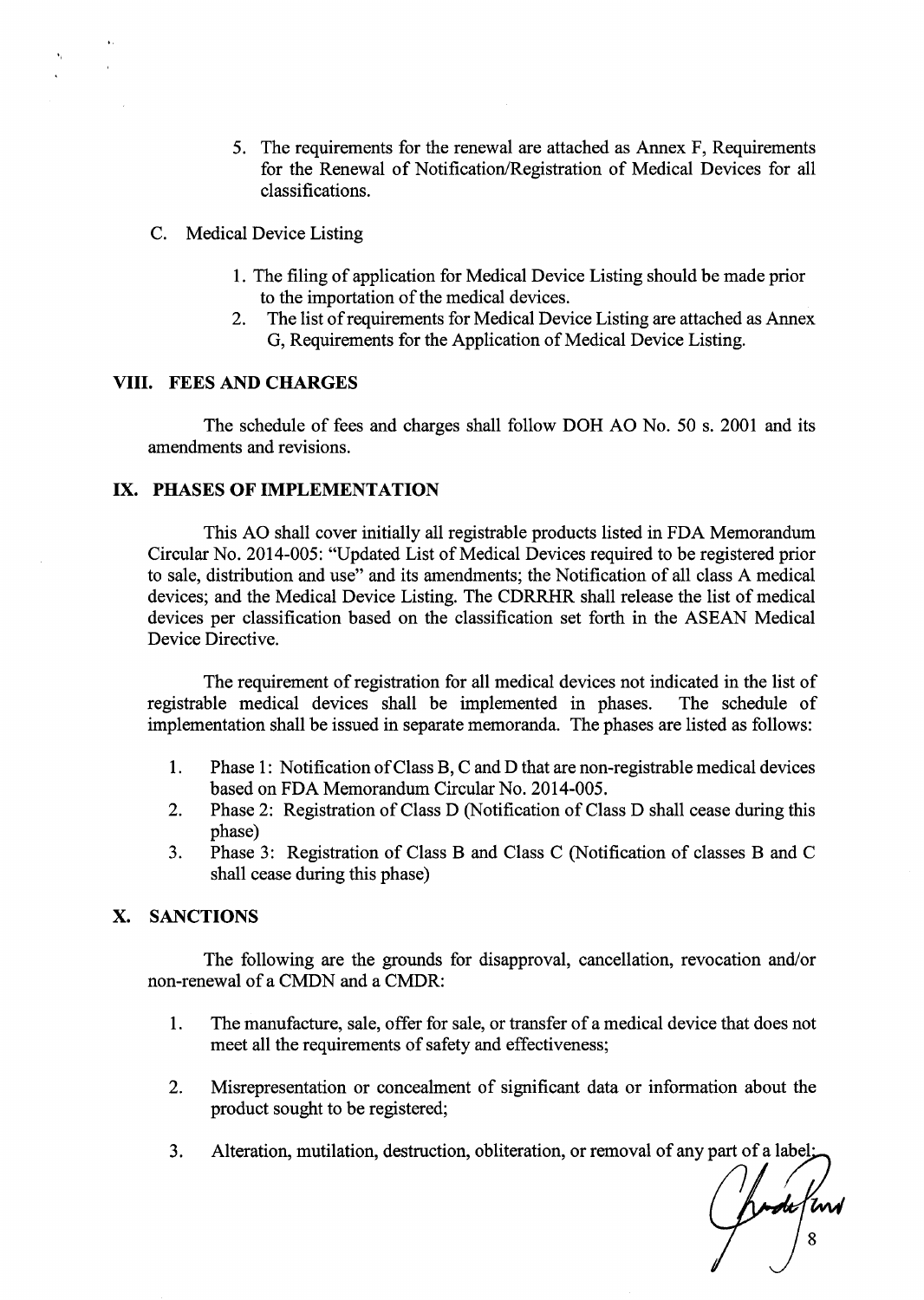5. The requirements for the renewal are attached as Annex F, Requirements for the Renewal of Notification/Registration of Medical Devices for all classifications.

C. Medical Device Listing

1. The filing of application for Medical Device Listing should be made prior to the importation of the medical devices.
2. The list of requirements for Medical Device Listing are attached as Annex G, Requirements for the Application of Medical Device Listing.

## VIII. FEES AND CHARGES

The schedule of fees and charges shall follow DOH AO No. 50 s. 2001 and its amendments and revisions.

## IX. PHASES OF IMPLEMENTATION

This AO shall cover initially all registrable products listed in FDA Memorandum Circular No. 2014-005: "Updated List of Medical Devices required to be registered prior to sale, distribution and use" and its amendments; the Notification of all class A medical devices; and the Medical Device Listing. The CDRRHR shall release the list of medical devices per classification based on the classification set forth in the ASEAN Medical Device Directive.

The requirement of registration for all medical devices not indicated in the list of registrable medical devices shall be implemented in phases. The schedule of implementation shall be issued in separate memoranda. The phases are listed as follows:

1. Phase 1: Notification of Class B, C and D that are non-registrable medical devices based on FDA Memorandum Circular No. 2014-005.
2. Phase 2: Registration of Class D (Notification of Class D shall cease during this phase)
3. Phase 3: Registration of Class B and Class C (Notification of classes B and C shall cease during this phase)

## X. SANCTIONS

The following are the grounds for disapproval, cancellation, revocation and/or non-renewal of a CMDN and a CMDR:

1. The manufacture, sale, offer for sale, or transfer of a medical device that does not meet all the requirements of safety and effectiveness;

2. Misrepresentation or concealment of significant data or information about the product sought to be registered;

3. Alteration, mutilation, destruction, obliteration, or removal of any part of a label;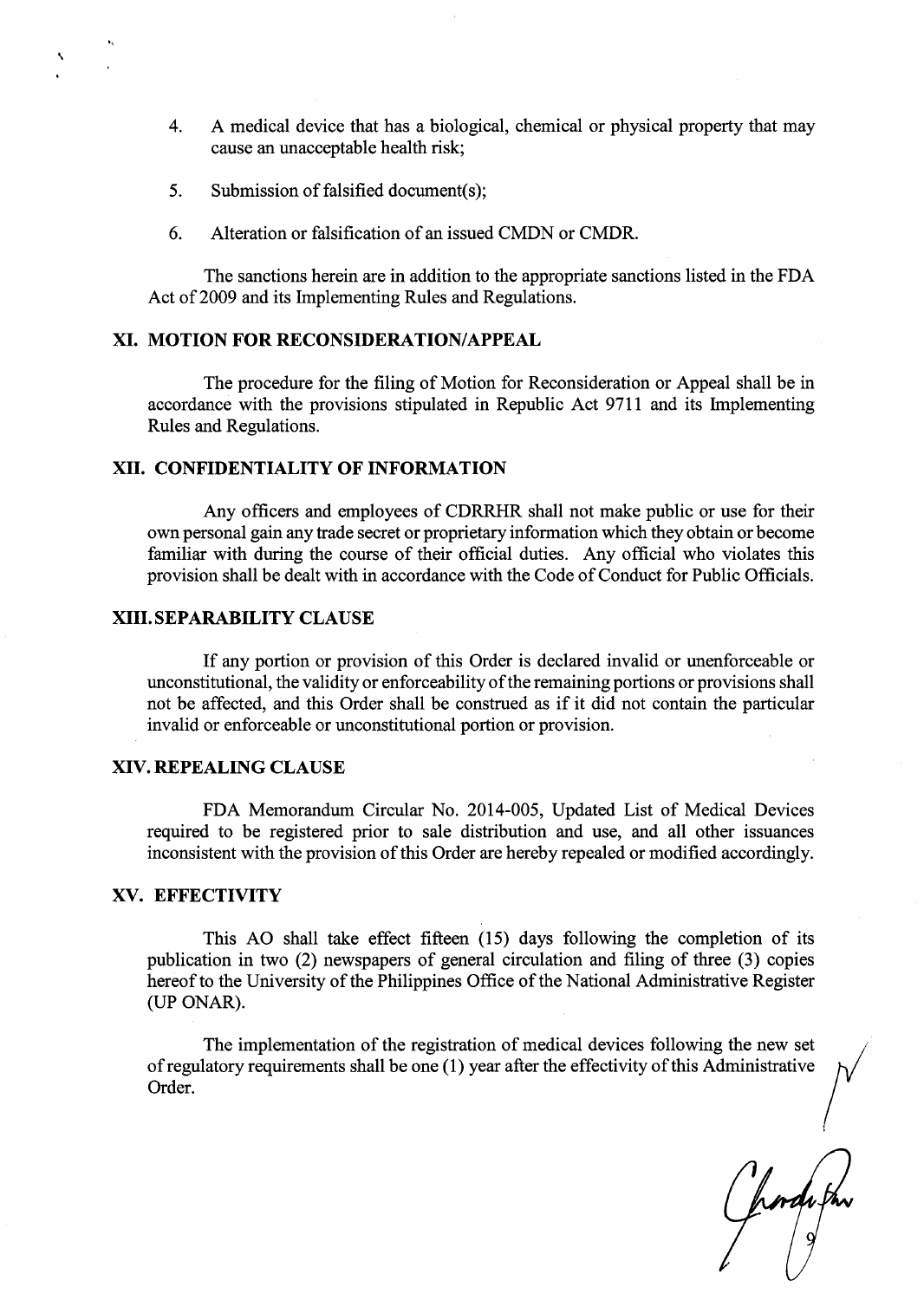4. A medical device that has a biological, chemical or physical property that may cause an unacceptable health risk;

5. Submission of falsified document(s);

6. Alteration or falsification of an issued CMDN or CMDR.

The sanctions herein are in addition to the appropriate sanctions listed in the FDA Act of 2009 and its Implementing Rules and Regulations.

## XI. MOTION FOR RECONSIDERATION/APPEAL

The procedure for the filing of Motion for Reconsideration or Appeal shall be in accordance with the provisions stipulated in Republic Act 9711 and its Implementing Rules and Regulations.

## XII. CONFIDENTIALITY OF INFORMATION

Any officers and employees of CDRRHR shall not make public or use for their own personal gain any trade secret or proprietary information which they obtain or become familiar with during the course of their official duties. Any official who violates this provision shall be dealt with in accordance with the Code of Conduct for Public Officials.

## XIII. SEPARABILITY CLAUSE

If any portion or provision of this Order is declared invalid or unenforceable or unconstitutional, the validity or enforceability of the remaining portions or provisions shall not be affected, and this Order shall be construed as if it did not contain the particular invalid or enforceable or unconstitutional portion or provision.

## XIV. REPEALING CLAUSE

FDA Memorandum Circular No. 2014-005, Updated List of Medical Devices required to be registered prior to sale distribution and use, and all other issuances inconsistent with the provision of this Order are hereby repealed or modified accordingly.

## XV. EFFECTIVITY

This AO shall take effect fifteen (15) days following the completion of its publication in two (2) newspapers of general circulation and filing of three (3) copies hereof to the University of the Philippines Office of the National Administrative Register (UP ONAR).

The implementation of the registration of medical devices following the new set of regulatory requirements shall be one (1) year after the effectivity of this Administrative Order.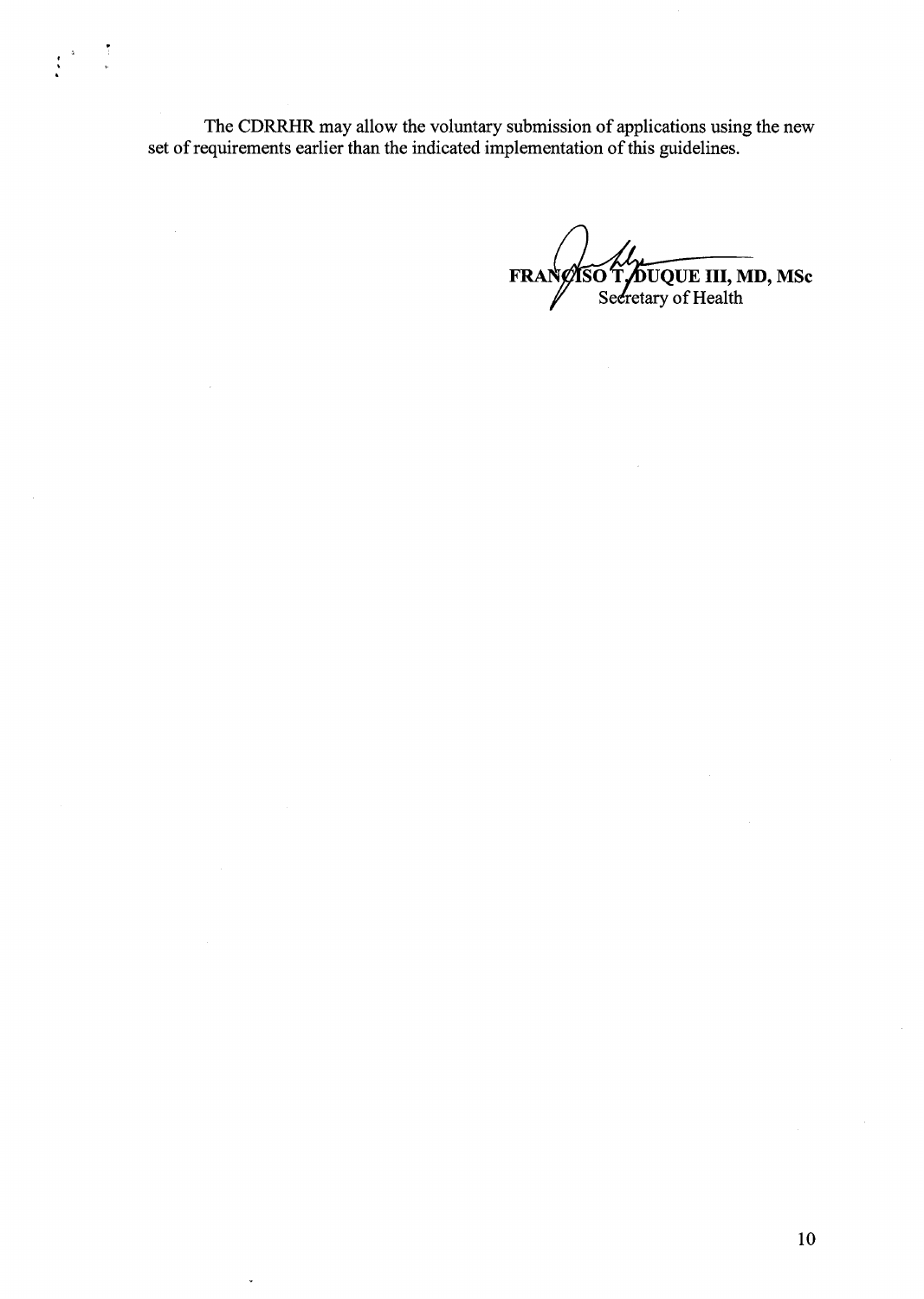The CDRRHR may allow the voluntary submission of applications using the new set of requirements earlier than the indicated implementation of this guidelines.

**FRANCISCO T. DUQUE III, MD, MSc**
Secretary of Health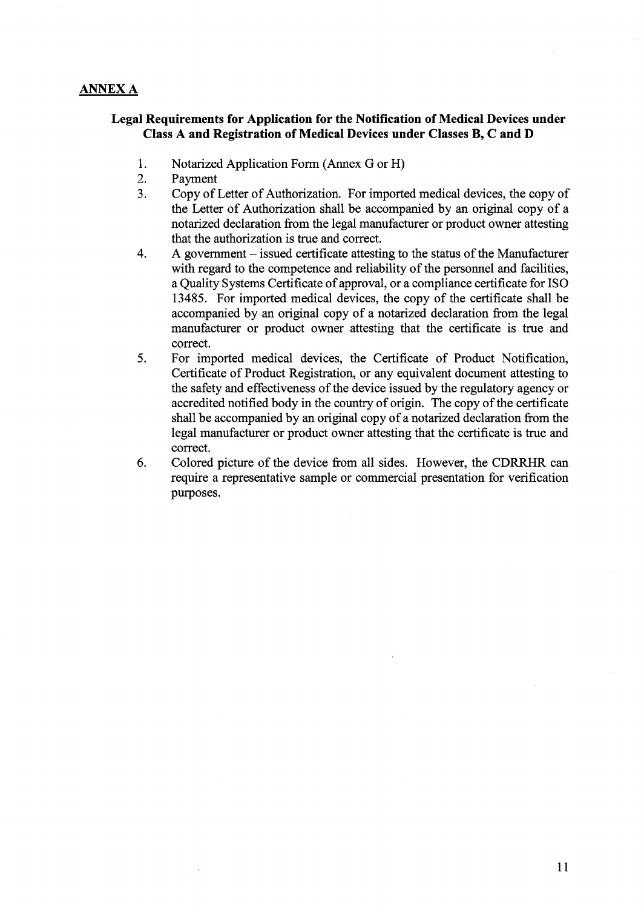## ANNEX A

### Legal Requirements for Application for the Notification of Medical Devices under Class A and Registration of Medical Devices under Classes B, C and D

1. Notarized Application Form (Annex G or H)
2. Payment
3. Copy of Letter of Authorization. For imported medical devices, the copy of the Letter of Authorization shall be accompanied by an original copy of a notarized declaration from the legal manufacturer or product owner attesting that the authorization is true and correct.
4. A government – issued certificate attesting to the status of the Manufacturer with regard to the competence and reliability of the personnel and facilities, a Quality Systems Certificate of approval, or a compliance certificate for ISO 13485. For imported medical devices, the copy of the certificate shall be accompanied by an original copy of a notarized declaration from the legal manufacturer or product owner attesting that the certificate is true and correct.
5. For imported medical devices, the Certificate of Product Notification, Certificate of Product Registration, or any equivalent document attesting to the safety and effectiveness of the device issued by the regulatory agency or accredited notified body in the country of origin. The copy of the certificate shall be accompanied by an original copy of a notarized declaration from the legal manufacturer or product owner attesting that the certificate is true and correct.
6. Colored picture of the device from all sides. However, the CDRRHR can require a representative sample or commercial presentation for verification purposes.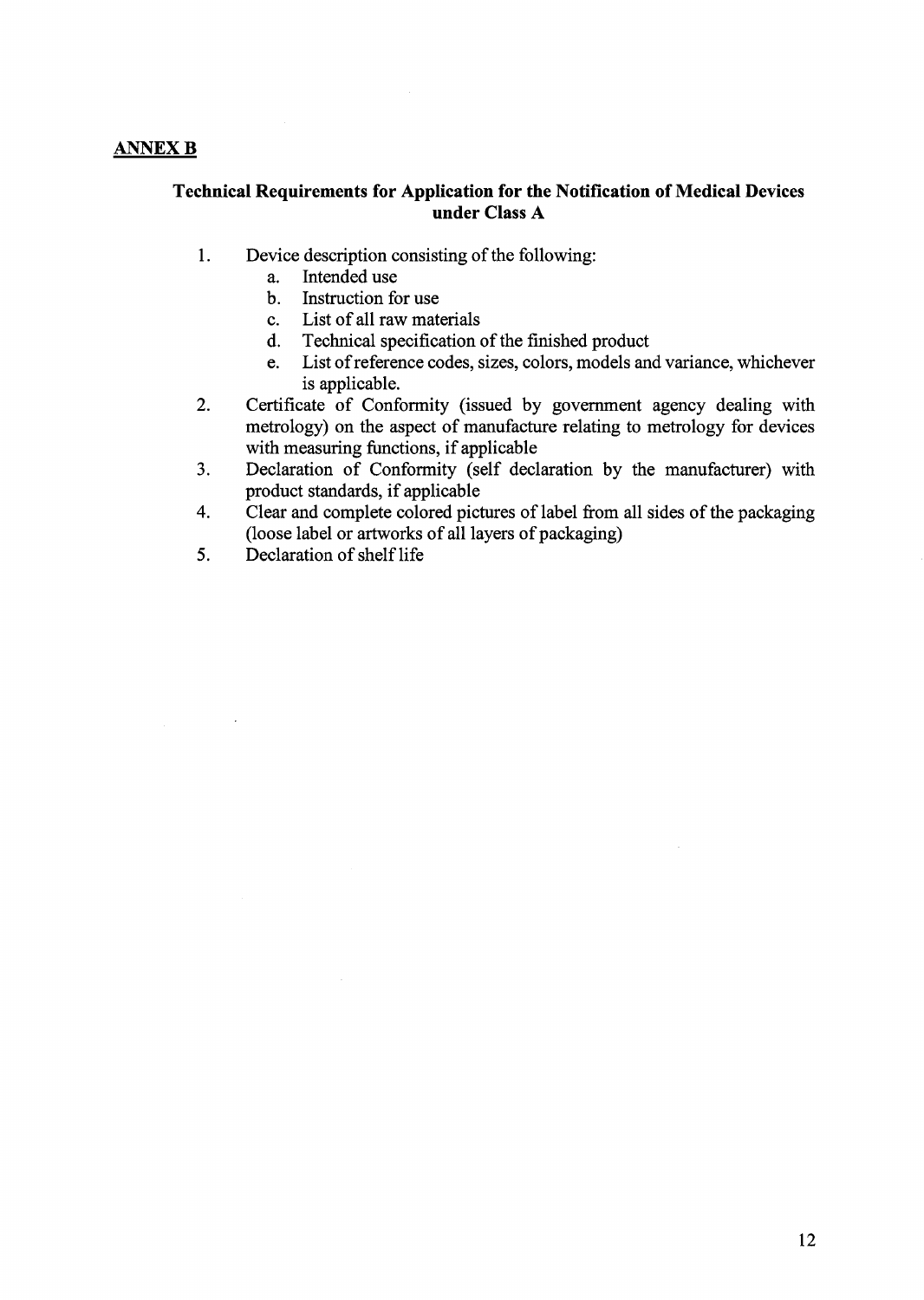**ANNEX B**

## Technical Requirements for Application for the Notification of Medical Devices under Class A

1. Device description consisting of the following:
    a. Intended use
    b. Instruction for use
    c. List of all raw materials
    d. Technical specification of the finished product
    e. List of reference codes, sizes, colors, models and variance, whichever is applicable.
2. Certificate of Conformity (issued by government agency dealing with metrology) on the aspect of manufacture relating to metrology for devices with measuring functions, if applicable
3. Declaration of Conformity (self declaration by the manufacturer) with product standards, if applicable
4. Clear and complete colored pictures of label from all sides of the packaging (loose label or artworks of all layers of packaging)
5. Declaration of shelf life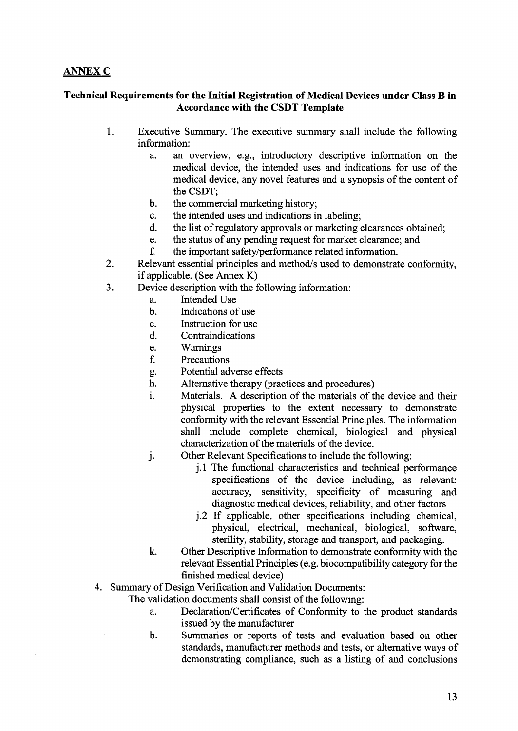**ANNEX C**

**Technical Requirements for the Initial Registration of Medical Devices under Class B in Accordance with the CSDT Template**

1. Executive Summary. The executive summary shall include the following information:
   a. an overview, e.g., introductory descriptive information on the medical device, the intended uses and indications for use of the medical device, any novel features and a synopsis of the content of the CSDT;
   b. the commercial marketing history;
   c. the intended uses and indications in labeling;
   d. the list of regulatory approvals or marketing clearances obtained;
   e. the status of any pending request for market clearance; and
   f. the important safety/performance related information.
2. Relevant essential principles and method/s used to demonstrate conformity, if applicable. (See Annex K)
3. Device description with the following information:
   a. Intended Use
   b. Indications of use
   c. Instruction for use
   d. Contraindications
   e. Warnings
   f. Precautions
   g. Potential adverse effects
   h. Alternative therapy (practices and procedures)
   i. Materials. A description of the materials of the device and their physical properties to the extent necessary to demonstrate conformity with the relevant Essential Principles. The information shall include complete chemical, biological and physical characterization of the materials of the device.
   j. Other Relevant Specifications to include the following:
      - j.1 The functional characteristics and technical performance specifications of the device including, as relevant: accuracy, sensitivity, specificity of measuring and diagnostic medical devices, reliability, and other factors
      - j.2 If applicable, other specifications including chemical, physical, electrical, mechanical, biological, software, sterility, stability, storage and transport, and packaging.
   k. Other Descriptive Information to demonstrate conformity with the relevant Essential Principles (e.g. biocompatibility category for the finished medical device)
4. Summary of Design Verification and Validation Documents:
   The validation documents shall consist of the following:
   a. Declaration/Certificates of Conformity to the product standards issued by the manufacturer
   b. Summaries or reports of tests and evaluation based on other standards, manufacturer methods and tests, or alternative ways of demonstrating compliance, such as a listing of and conclusions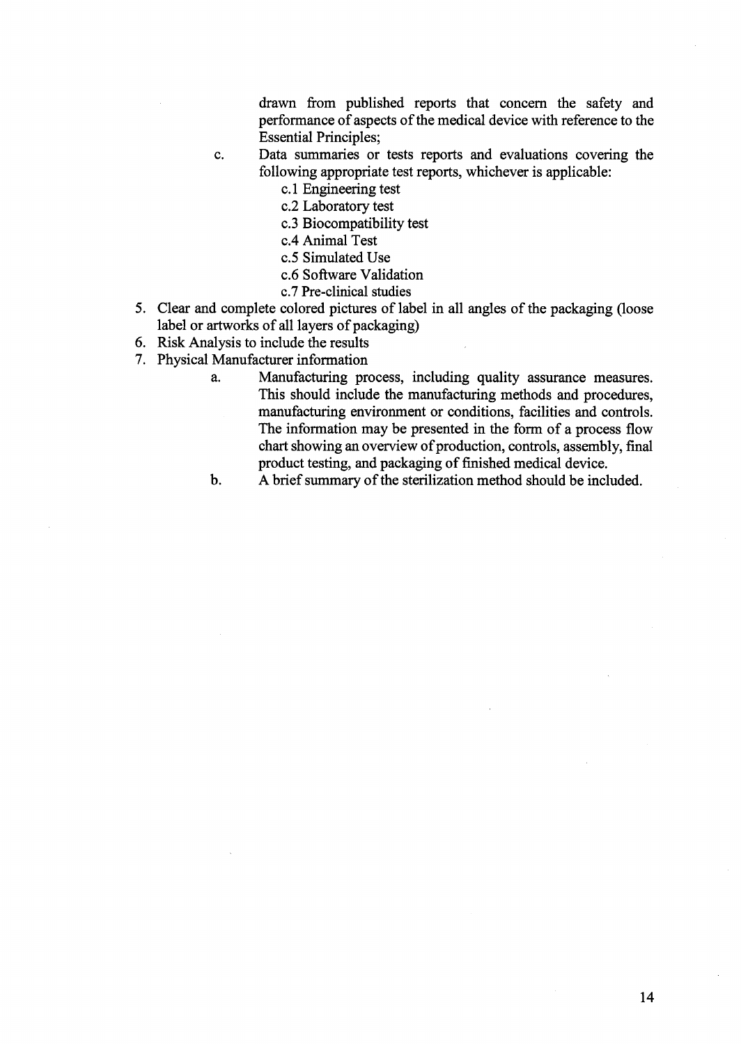drawn from published reports that concern the safety and performance of aspects of the medical device with reference to the Essential Principles;

c. Data summaries or tests reports and evaluations covering the following appropriate test reports, whichever is applicable:
    - c.1 Engineering test
    - c.2 Laboratory test
    - c.3 Biocompatibility test
    - c.4 Animal Test
    - c.5 Simulated Use
    - c.6 Software Validation
    - c.7 Pre-clinical studies

5. Clear and complete colored pictures of label in all angles of the packaging (loose label or artworks of all layers of packaging)
6. Risk Analysis to include the results
7. Physical Manufacturer information
    a. Manufacturing process, including quality assurance measures. This should include the manufacturing methods and procedures, manufacturing environment or conditions, facilities and controls. The information may be presented in the form of a process flow chart showing an overview of production, controls, assembly, final product testing, and packaging of finished medical device.
    b. A brief summary of the sterilization method should be included.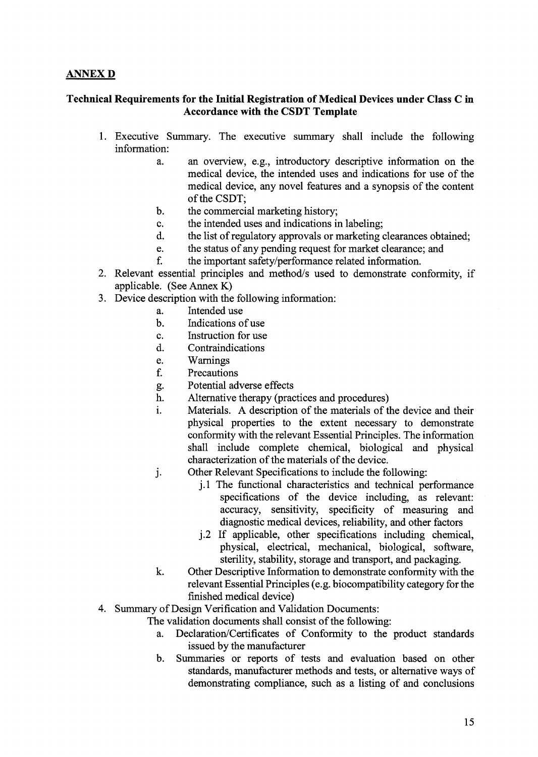## ANNEX D

### Technical Requirements for the Initial Registration of Medical Devices under Class C in Accordance with the CSDT Template

1. Executive Summary. The executive summary shall include the following information:
   - a. an overview, e.g., introductory descriptive information on the medical device, the intended uses and indications for use of the medical device, any novel features and a synopsis of the content of the CSDT;
   - b. the commercial marketing history;
   - c. the intended uses and indications in labeling;
   - d. the list of regulatory approvals or marketing clearances obtained;
   - e. the status of any pending request for market clearance; and
   - f. the important safety/performance related information.
2. Relevant essential principles and method/s used to demonstrate conformity, if applicable. (See Annex K)
3. Device description with the following information:
   - a. Intended use
   - b. Indications of use
   - c. Instruction for use
   - d. Contraindications
   - e. Warnings
   - f. Precautions
   - g. Potential adverse effects
   - h. Alternative therapy (practices and procedures)
   - i. Materials. A description of the materials of the device and their physical properties to the extent necessary to demonstrate conformity with the relevant Essential Principles. The information shall include complete chemical, biological and physical characterization of the materials of the device.
   - j. Other Relevant Specifications to include the following:
     - j.1 The functional characteristics and technical performance specifications of the device including, as relevant: accuracy, sensitivity, specificity of measuring and diagnostic medical devices, reliability, and other factors
     - j.2 If applicable, other specifications including chemical, physical, electrical, mechanical, biological, software, sterility, stability, storage and transport, and packaging.
   - k. Other Descriptive Information to demonstrate conformity with the relevant Essential Principles (e.g. biocompatibility category for the finished medical device)
4. Summary of Design Verification and Validation Documents:

   The validation documents shall consist of the following:
   - a. Declaration/Certificates of Conformity to the product standards issued by the manufacturer
   - b. Summaries or reports of tests and evaluation based on other standards, manufacturer methods and tests, or alternative ways of demonstrating compliance, such as a listing of and conclusions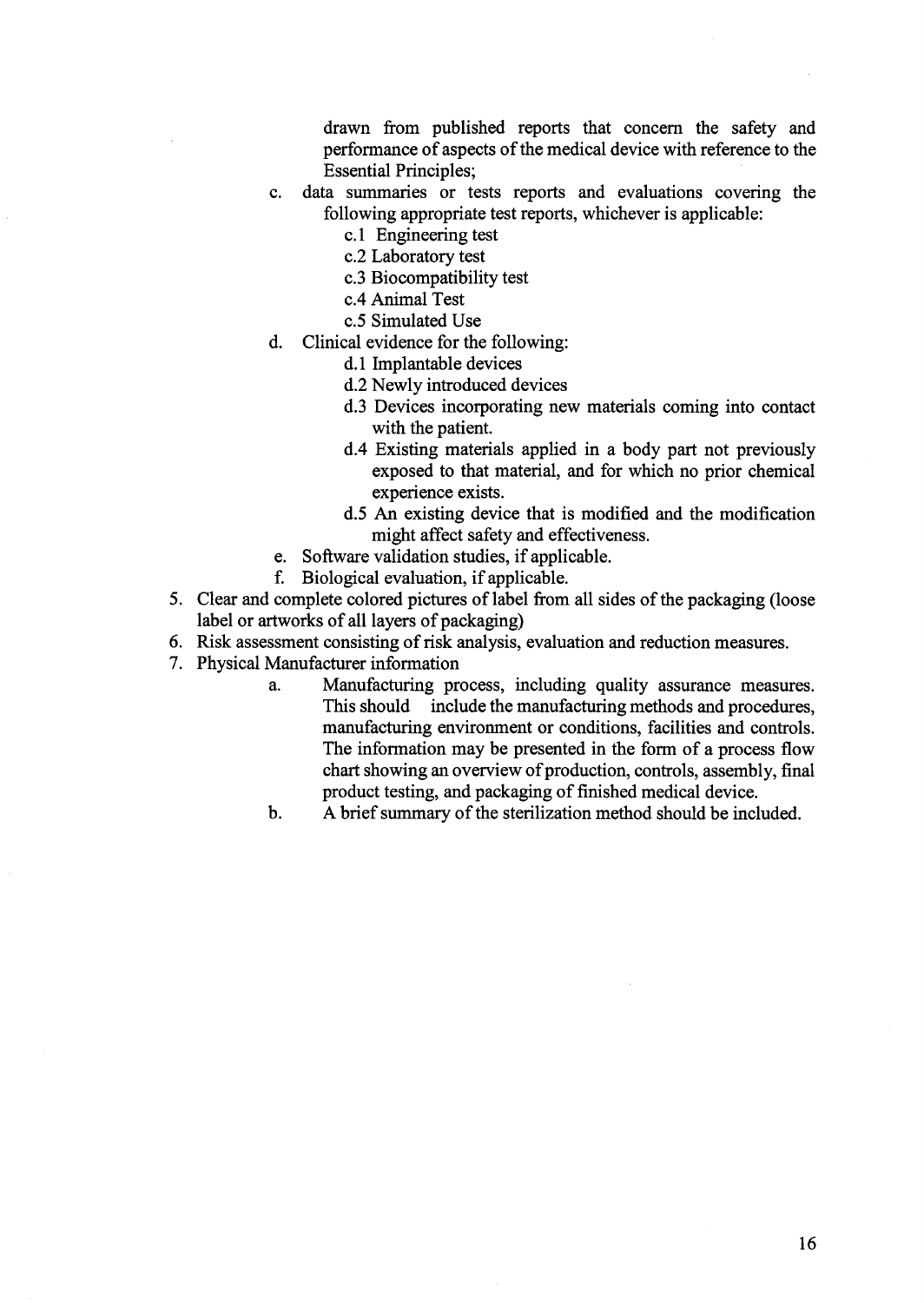drawn from published reports that concern the safety and performance of aspects of the medical device with reference to the Essential Principles;

c. data summaries or tests reports and evaluations covering the following appropriate test reports, whichever is applicable:
    - c.1 Engineering test
    - c.2 Laboratory test
    - c.3 Biocompatibility test
    - c.4 Animal Test
    - c.5 Simulated Use

d. Clinical evidence for the following:
    - d.1 Implantable devices
    - d.2 Newly introduced devices
    - d.3 Devices incorporating new materials coming into contact with the patient.
    - d.4 Existing materials applied in a body part not previously exposed to that material, and for which no prior chemical experience exists.
    - d.5 An existing device that is modified and the modification might affect safety and effectiveness.

e. Software validation studies, if applicable.

f. Biological evaluation, if applicable.

5. Clear and complete colored pictures of label from all sides of the packaging (loose label or artworks of all layers of packaging)
6. Risk assessment consisting of risk analysis, evaluation and reduction measures.
7. Physical Manufacturer information
    - a. Manufacturing process, including quality assurance measures. This should include the manufacturing methods and procedures, manufacturing environment or conditions, facilities and controls. The information may be presented in the form of a process flow chart showing an overview of production, controls, assembly, final product testing, and packaging of finished medical device.
    - b. A brief summary of the sterilization method should be included.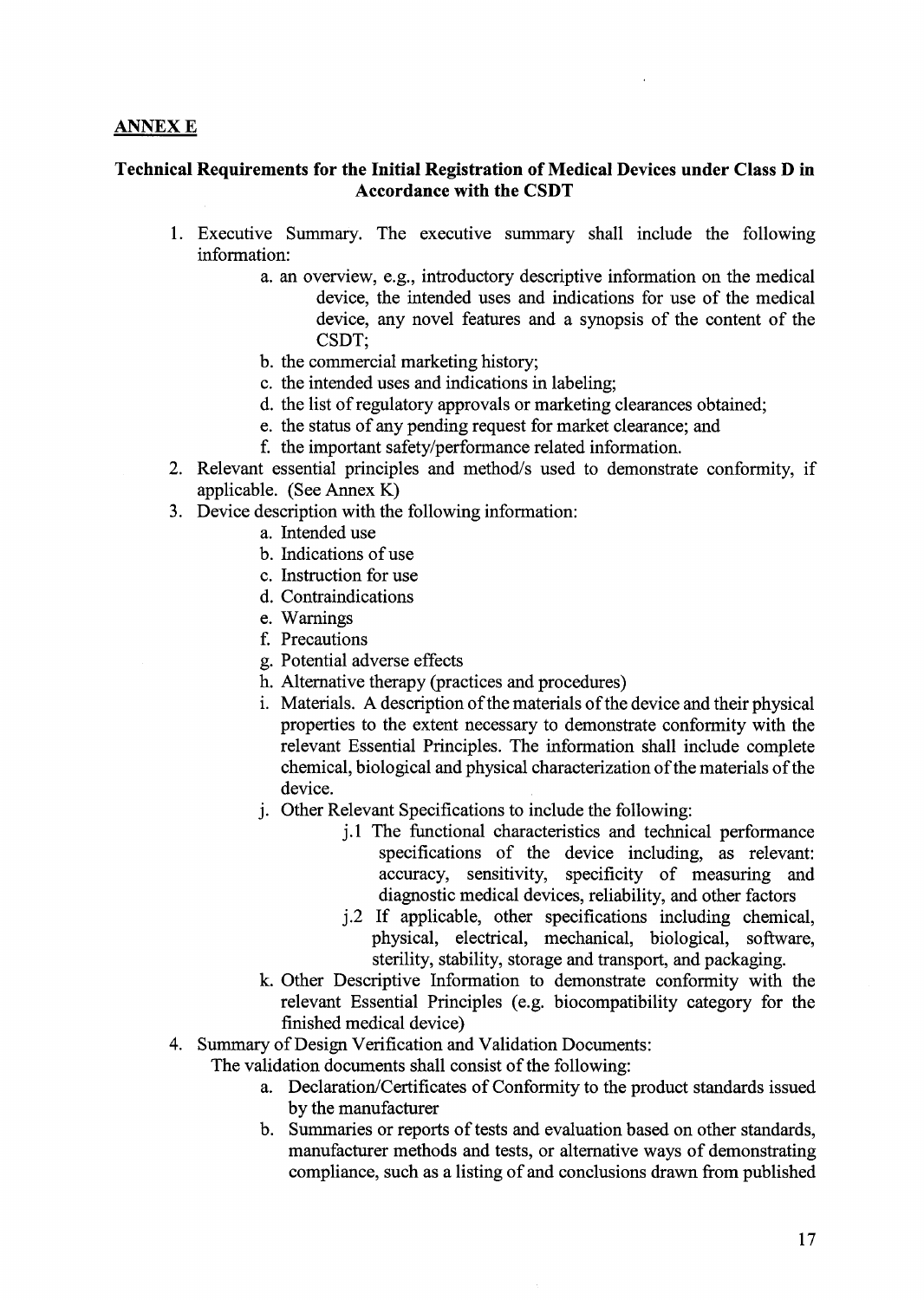## ANNEX E

### Technical Requirements for the Initial Registration of Medical Devices under Class D in Accordance with the CSDT

1. Executive Summary. The executive summary shall include the following information:
   - a. an overview, e.g., introductory descriptive information on the medical device, the intended uses and indications for use of the medical device, any novel features and a synopsis of the content of the CSDT;
   - b. the commercial marketing history;
   - c. the intended uses and indications in labeling;
   - d. the list of regulatory approvals or marketing clearances obtained;
   - e. the status of any pending request for market clearance; and
   - f. the important safety/performance related information.
2. Relevant essential principles and method/s used to demonstrate conformity, if applicable. (See Annex K)
3. Device description with the following information:
   - a. Intended use
   - b. Indications of use
   - c. Instruction for use
   - d. Contraindications
   - e. Warnings
   - f. Precautions
   - g. Potential adverse effects
   - h. Alternative therapy (practices and procedures)
   - i. Materials. A description of the materials of the device and their physical properties to the extent necessary to demonstrate conformity with the relevant Essential Principles. The information shall include complete chemical, biological and physical characterization of the materials of the device.
   - j. Other Relevant Specifications to include the following:
     - j.1 The functional characteristics and technical performance specifications of the device including, as relevant: accuracy, sensitivity, specificity of measuring and diagnostic medical devices, reliability, and other factors
     - j.2 If applicable, other specifications including chemical, physical, electrical, mechanical, biological, software, sterility, stability, storage and transport, and packaging.
   - k. Other Descriptive Information to demonstrate conformity with the relevant Essential Principles (e.g. biocompatibility category for the finished medical device)
4. Summary of Design Verification and Validation Documents:

   The validation documents shall consist of the following:
   - a. Declaration/Certificates of Conformity to the product standards issued by the manufacturer
   - b. Summaries or reports of tests and evaluation based on other standards, manufacturer methods and tests, or alternative ways of demonstrating compliance, such as a listing of and conclusions drawn from published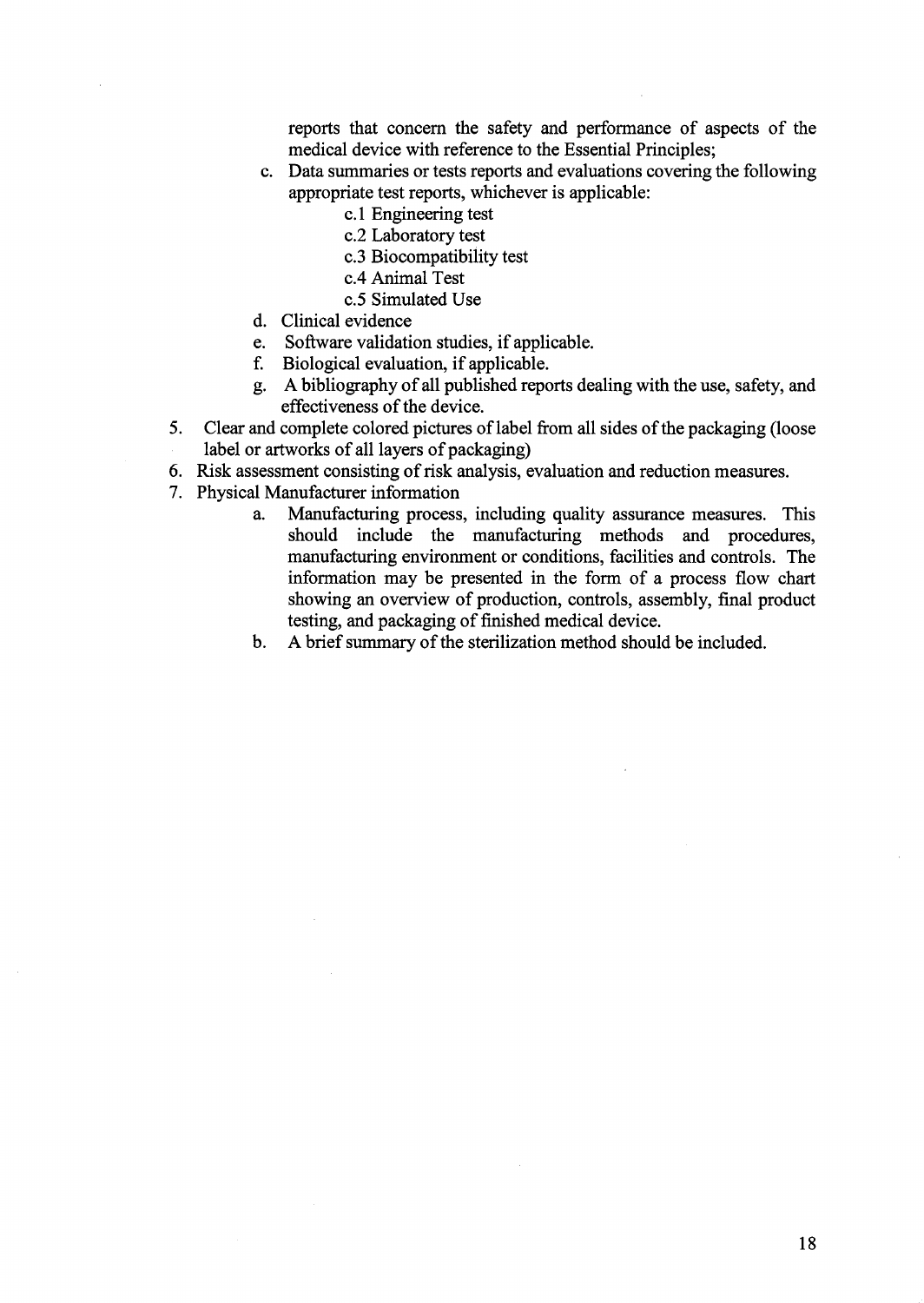reports that concern the safety and performance of aspects of the medical device with reference to the Essential Principles;

c. Data summaries or tests reports and evaluations covering the following appropriate test reports, whichever is applicable:
    - c.1 Engineering test
    - c.2 Laboratory test
    - c.3 Biocompatibility test
    - c.4 Animal Test
    - c.5 Simulated Use

d. Clinical evidence

e. Software validation studies, if applicable.

f. Biological evaluation, if applicable.

g. A bibliography of all published reports dealing with the use, safety, and effectiveness of the device.

5. Clear and complete colored pictures of label from all sides of the packaging (loose label or artworks of all layers of packaging)
6. Risk assessment consisting of risk analysis, evaluation and reduction measures.
7. Physical Manufacturer information
    a. Manufacturing process, including quality assurance measures. This should include the manufacturing methods and procedures, manufacturing environment or conditions, facilities and controls. The information may be presented in the form of a process flow chart showing an overview of production, controls, assembly, final product testing, and packaging of finished medical device.
    b. A brief summary of the sterilization method should be included.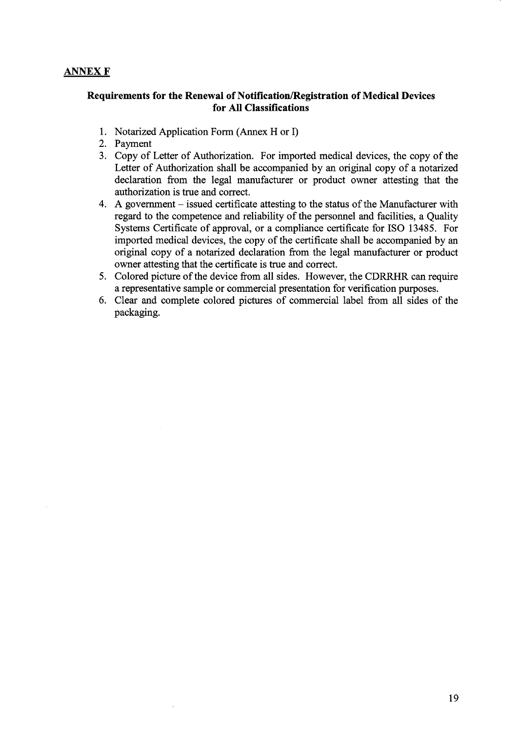**ANNEX F**

## Requirements for the Renewal of Notification/Registration of Medical Devices for All Classifications

1. Notarized Application Form (Annex H or I)
2. Payment
3. Copy of Letter of Authorization. For imported medical devices, the copy of the Letter of Authorization shall be accompanied by an original copy of a notarized declaration from the legal manufacturer or product owner attesting that the authorization is true and correct.
4. A government – issued certificate attesting to the status of the Manufacturer with regard to the competence and reliability of the personnel and facilities, a Quality Systems Certificate of approval, or a compliance certificate for ISO 13485. For imported medical devices, the copy of the certificate shall be accompanied by an original copy of a notarized declaration from the legal manufacturer or product owner attesting that the certificate is true and correct.
5. Colored picture of the device from all sides. However, the CDRRHR can require a representative sample or commercial presentation for verification purposes.
6. Clear and complete colored pictures of commercial label from all sides of the packaging.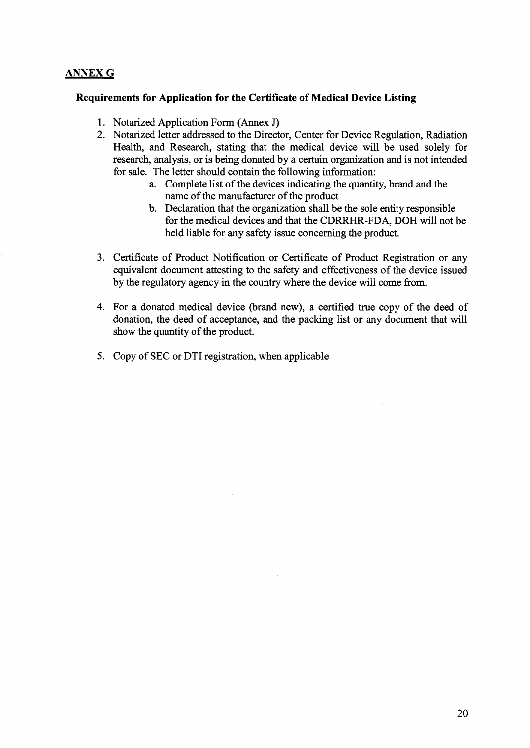**ANNEX G**

**Requirements for Application for the Certificate of Medical Device Listing**

1. Notarized Application Form (Annex J)
2. Notarized letter addressed to the Director, Center for Device Regulation, Radiation Health, and Research, stating that the medical device will be used solely for research, analysis, or is being donated by a certain organization and is not intended for sale. The letter should contain the following information:
   a. Complete list of the devices indicating the quantity, brand and the name of the manufacturer of the product
   b. Declaration that the organization shall be the sole entity responsible for the medical devices and that the CDRRHR-FDA, DOH will not be held liable for any safety issue concerning the product.
3. Certificate of Product Notification or Certificate of Product Registration or any equivalent document attesting to the safety and effectiveness of the device issued by the regulatory agency in the country where the device will come from.
4. For a donated medical device (brand new), a certified true copy of the deed of donation, the deed of acceptance, and the packing list or any document that will show the quantity of the product.
5. Copy of SEC or DTI registration, when applicable